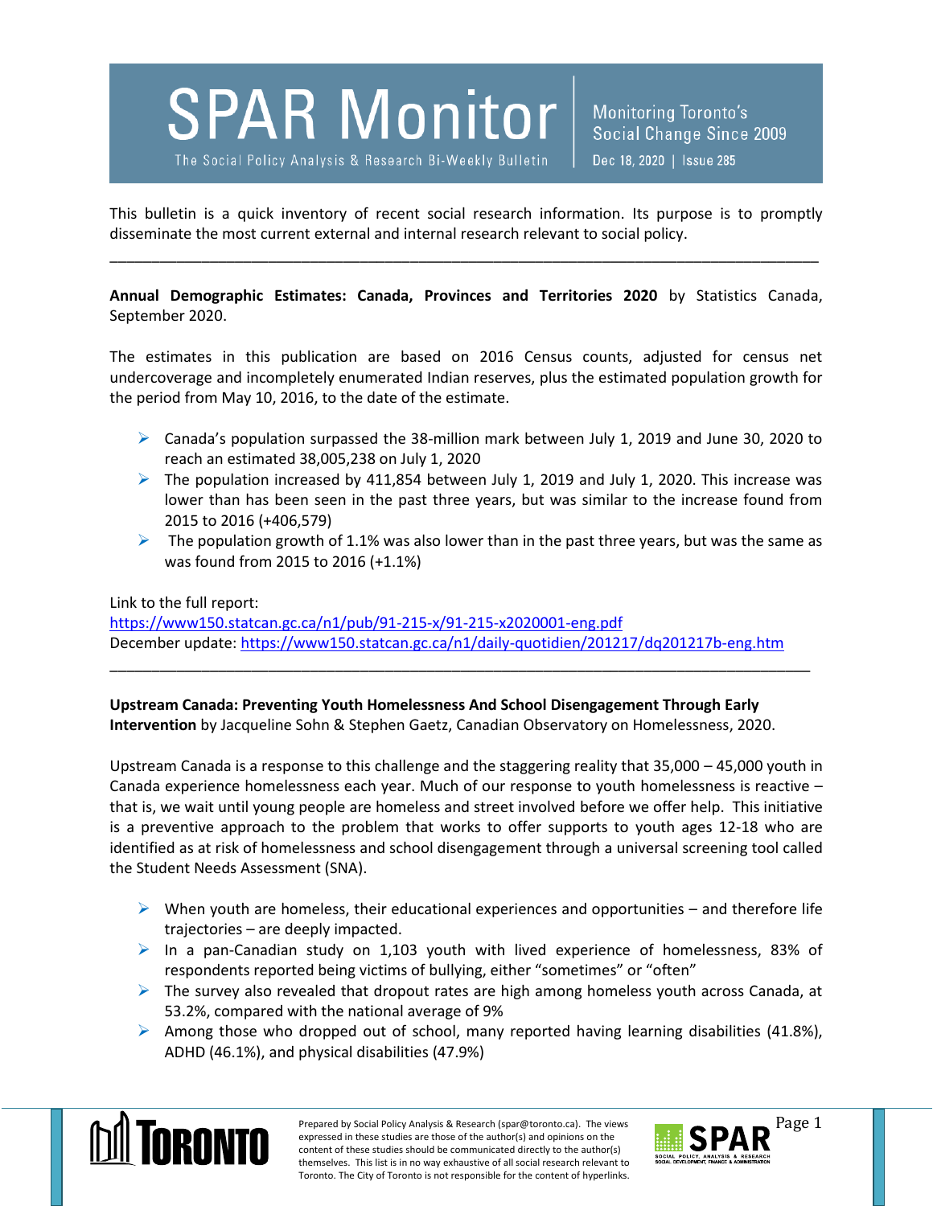# SPAR Monitor

The Social Policy Analysis & Research Bi-Weekly Bulletin

Monitoring Toronto's Social Change Since 2009

Dec 18, 2020 | Issue 285

This bulletin is a quick inventory of recent social research information. Its purpose is to promptly disseminate the most current external and internal research relevant to social policy.

---

**Annual Demographic Estimates: Canada, Provinces and Territories 2020** by Statistics Canada, September 2020.

The estimates in this publication are based on 2016 Census counts, adjusted for census net undercoverage and incompletely enumerated Indian reserves, plus the estimated population growth for the period from May 10, 2016, to the date of the estimate.

- Canada's population surpassed the 38-million mark between July 1, 2019 and June 30, 2020 to reach an estimated 38,005,238 on July 1, 2020
- The population increased by 411,854 between July 1, 2019 and July 1, 2020. This increase was lower than has been seen in the past three years, but was similar to the increase found from 2015 to 2016 (+406,579)
- The population growth of 1.1% was also lower than in the past three years, but was the same as was found from 2015 to 2016 (+1.1%)

Link to the full report:
https://www150.statcan.gc.ca/n1/pub/91-215-x/91-215-x2020001-eng.pdf
December update: https://www150.statcan.gc.ca/n1/daily-quotidien/201217/dq201217b-eng.htm

---

**Upstream Canada: Preventing Youth Homelessness And School Disengagement Through Early Intervention** by Jacqueline Sohn & Stephen Gaetz, Canadian Observatory on Homelessness, 2020.

Upstream Canada is a response to this challenge and the staggering reality that 35,000 – 45,000 youth in Canada experience homelessness each year. Much of our response to youth homelessness is reactive – that is, we wait until young people are homeless and street involved before we offer help. This initiative is a preventive approach to the problem that works to offer supports to youth ages 12-18 who are identified as at risk of homelessness and school disengagement through a universal screening tool called the Student Needs Assessment (SNA).

- When youth are homeless, their educational experiences and opportunities – and therefore life trajectories – are deeply impacted.
- In a pan-Canadian study on 1,103 youth with lived experience of homelessness, 83% of respondents reported being victims of bullying, either "sometimes" or "often"
- The survey also revealed that dropout rates are high among homeless youth across Canada, at 53.2%, compared with the national average of 9%
- Among those who dropped out of school, many reported having learning disabilities (41.8%), ADHD (46.1%), and physical disabilities (47.9%)

Prepared by Social Policy Analysis & Research (spar@toronto.ca). The views expressed in these studies are those of the author(s) and opinions on the content of these studies should be communicated directly to the author(s) themselves. This list is in no way exhaustive of all social research relevant to Toronto. The City of Toronto is not responsible for the content of hyperlinks.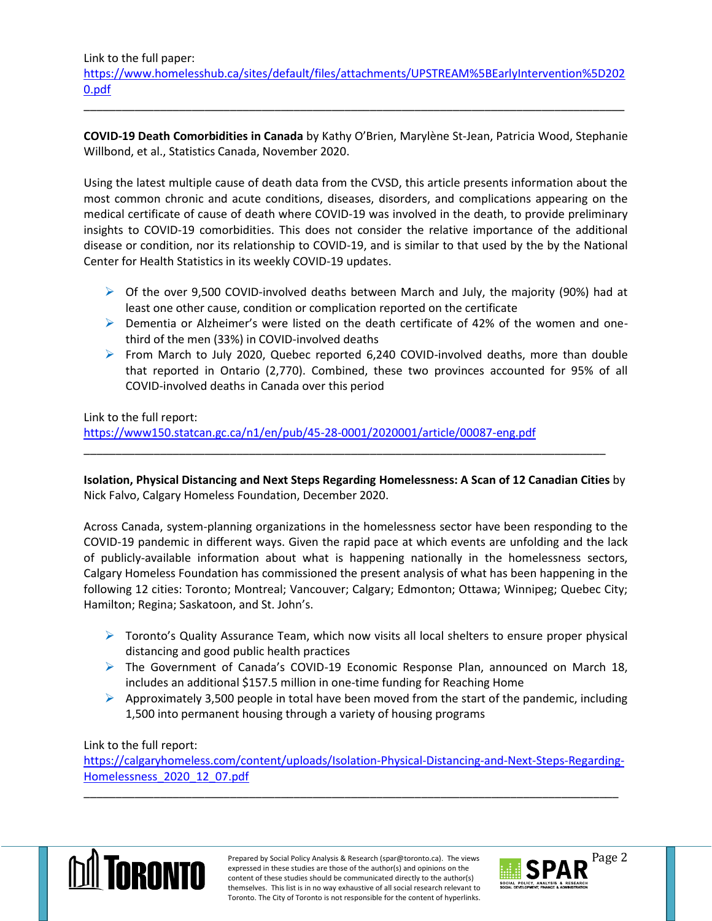Link to the full paper:
https://www.homelesshub.ca/sites/default/files/attachments/UPSTREAM%5BEarlyIntervention%5D2020.pdf

---

**COVID-19 Death Comorbidities in Canada** by Kathy O'Brien, Marylène St-Jean, Patricia Wood, Stephanie Willbond, et al., Statistics Canada, November 2020.

Using the latest multiple cause of death data from the CVSD, this article presents information about the most common chronic and acute conditions, diseases, disorders, and complications appearing on the medical certificate of cause of death where COVID-19 was involved in the death, to provide preliminary insights to COVID-19 comorbidities. This does not consider the relative importance of the additional disease or condition, nor its relationship to COVID-19, and is similar to that used by the by the National Center for Health Statistics in its weekly COVID-19 updates.

- Of the over 9,500 COVID-involved deaths between March and July, the majority (90%) had at least one other cause, condition or complication reported on the certificate
- Dementia or Alzheimer's were listed on the death certificate of 42% of the women and one-third of the men (33%) in COVID-involved deaths
- From March to July 2020, Quebec reported 6,240 COVID-involved deaths, more than double that reported in Ontario (2,770). Combined, these two provinces accounted for 95% of all COVID-involved deaths in Canada over this period

Link to the full report:
https://www150.statcan.gc.ca/n1/en/pub/45-28-0001/2020001/article/00087-eng.pdf

---

**Isolation, Physical Distancing and Next Steps Regarding Homelessness: A Scan of 12 Canadian Cities** by Nick Falvo, Calgary Homeless Foundation, December 2020.

Across Canada, system-planning organizations in the homelessness sector have been responding to the COVID-19 pandemic in different ways. Given the rapid pace at which events are unfolding and the lack of publicly-available information about what is happening nationally in the homelessness sectors, Calgary Homeless Foundation has commissioned the present analysis of what has been happening in the following 12 cities: Toronto; Montreal; Vancouver; Calgary; Edmonton; Ottawa; Winnipeg; Quebec City; Hamilton; Regina; Saskatoon, and St. John's.

- Toronto's Quality Assurance Team, which now visits all local shelters to ensure proper physical distancing and good public health practices
- The Government of Canada's COVID-19 Economic Response Plan, announced on March 18, includes an additional $157.5 million in one-time funding for Reaching Home
- Approximately 3,500 people in total have been moved from the start of the pandemic, including 1,500 into permanent housing through a variety of housing programs

Link to the full report:
https://calgaryhomeless.com/content/uploads/Isolation-Physical-Distancing-and-Next-Steps-Regarding-Homelessness_2020_12_07.pdf

---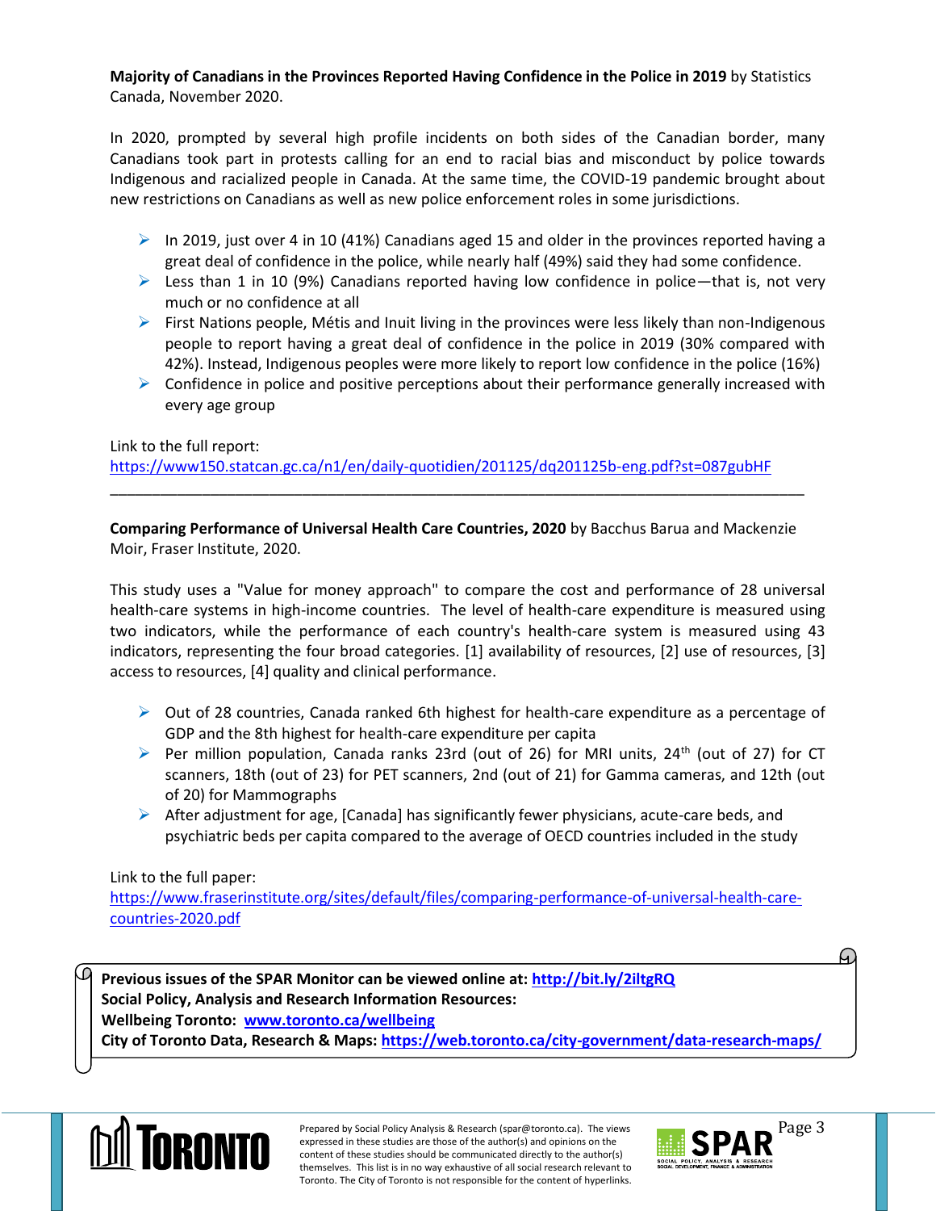**Majority of Canadians in the Provinces Reported Having Confidence in the Police in 2019** by Statistics Canada, November 2020.

In 2020, prompted by several high profile incidents on both sides of the Canadian border, many Canadians took part in protests calling for an end to racial bias and misconduct by police towards Indigenous and racialized people in Canada. At the same time, the COVID-19 pandemic brought about new restrictions on Canadians as well as new police enforcement roles in some jurisdictions.

- In 2019, just over 4 in 10 (41%) Canadians aged 15 and older in the provinces reported having a great deal of confidence in the police, while nearly half (49%) said they had some confidence.
- Less than 1 in 10 (9%) Canadians reported having low confidence in police—that is, not very much or no confidence at all
- First Nations people, Métis and Inuit living in the provinces were less likely than non-Indigenous people to report having a great deal of confidence in the police in 2019 (30% compared with 42%). Instead, Indigenous peoples were more likely to report low confidence in the police (16%)
- Confidence in police and positive perceptions about their performance generally increased with every age group

Link to the full report:
https://www150.statcan.gc.ca/n1/en/daily-quotidien/201125/dq201125b-eng.pdf?st=087gubHF

---

**Comparing Performance of Universal Health Care Countries, 2020** by Bacchus Barua and Mackenzie Moir, Fraser Institute, 2020.

This study uses a "Value for money approach" to compare the cost and performance of 28 universal health-care systems in high-income countries. The level of health-care expenditure is measured using two indicators, while the performance of each country's health-care system is measured using 43 indicators, representing the four broad categories. [1] availability of resources, [2] use of resources, [3] access to resources, [4] quality and clinical performance.

- Out of 28 countries, Canada ranked 6th highest for health-care expenditure as a percentage of GDP and the 8th highest for health-care expenditure per capita
- Per million population, Canada ranks 23rd (out of 26) for MRI units, 24th (out of 27) for CT scanners, 18th (out of 23) for PET scanners, 2nd (out of 21) for Gamma cameras, and 12th (out of 20) for Mammographs
- After adjustment for age, [Canada] has significantly fewer physicians, acute-care beds, and psychiatric beds per capita compared to the average of OECD countries included in the study

Link to the full paper:
https://www.fraserinstitute.org/sites/default/files/comparing-performance-of-universal-health-care-countries-2020.pdf

**Previous issues of the SPAR Monitor can be viewed online at: http://bit.ly/2iltgRQ**
**Social Policy, Analysis and Research Information Resources:**
**Wellbeing Toronto: www.toronto.ca/wellbeing**
**City of Toronto Data, Research & Maps: https://web.toronto.ca/city-government/data-research-maps/**

Prepared by Social Policy Analysis & Research (spar@toronto.ca). The views expressed in these studies are those of the author(s) and opinions on the content of these studies should be communicated directly to the author(s) themselves. This list is in no way exhaustive of all social research relevant to Toronto. The City of Toronto is not responsible for the content of hyperlinks.